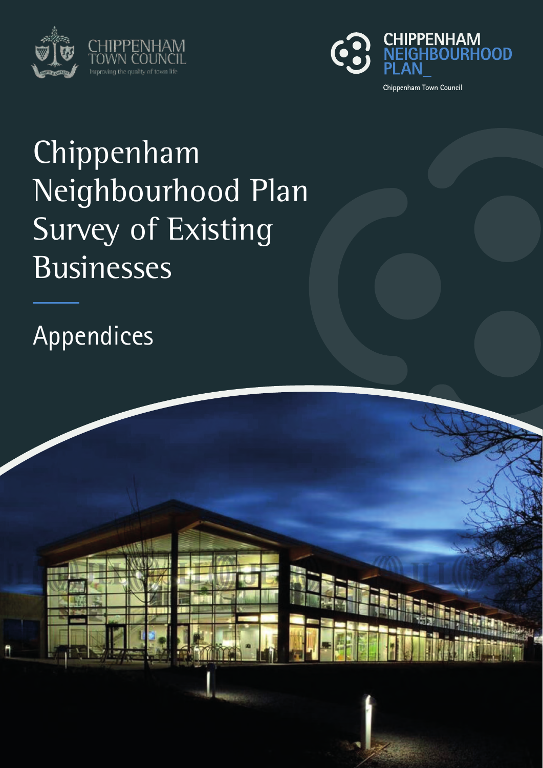CHIPPENHAM TOWN COUNCIL

Improving the quality of town life

CHIPPENHAM NEIGHBOURHOOD PLAN_

Chippenham Town Council

# Chippenham Neighbourhood Plan Survey of Existing Businesses

## Appendices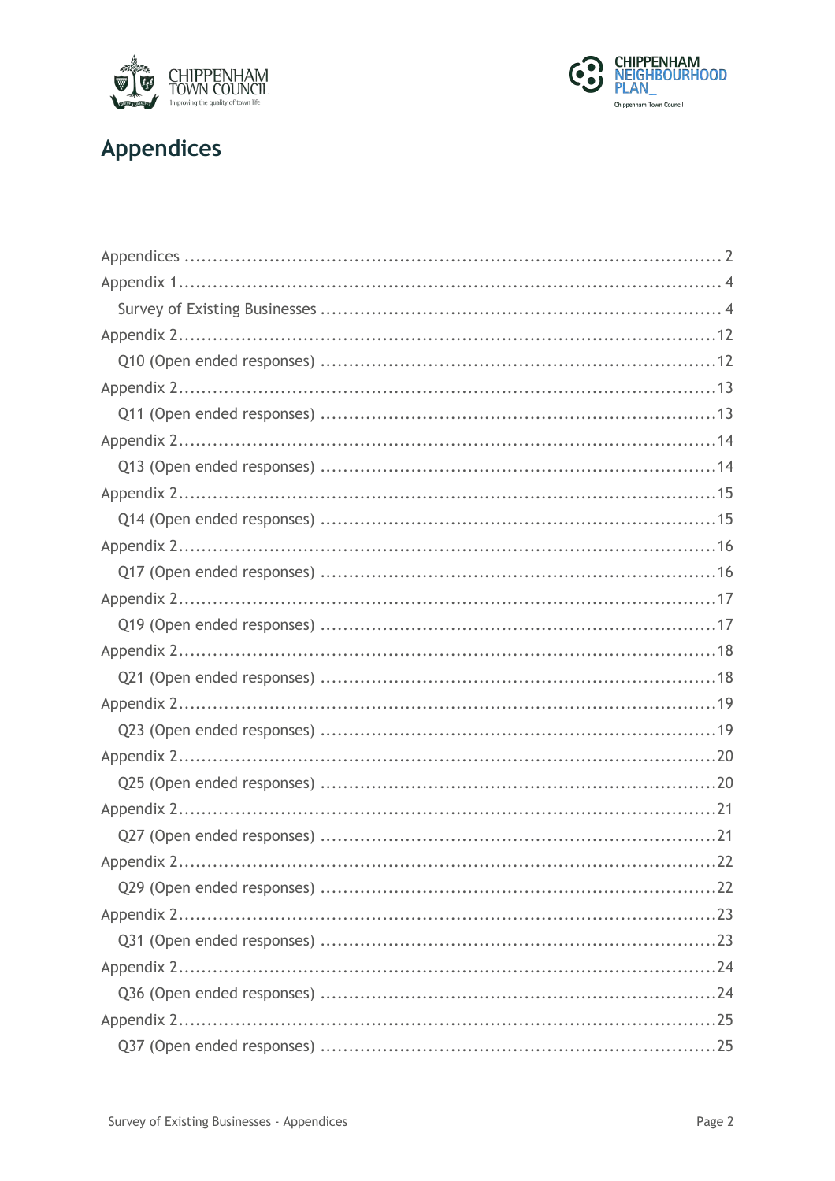# Appendices

Appendices .................................................................................................. 2

Appendix 1 ................................................................................................. 4

  Survey of Existing Businesses ..................................................................... 4

Appendix 2 ................................................................................................. 12

  Q10 (Open ended responses) ..................................................................... 12

Appendix 2 ................................................................................................. 13

  Q11 (Open ended responses) ..................................................................... 13

Appendix 2 ................................................................................................. 14

  Q13 (Open ended responses) ..................................................................... 14

Appendix 2 ................................................................................................. 15

  Q14 (Open ended responses) ..................................................................... 15

Appendix 2 ................................................................................................. 16

  Q17 (Open ended responses) ..................................................................... 16

Appendix 2 ................................................................................................. 17

  Q19 (Open ended responses) ..................................................................... 17

Appendix 2 ................................................................................................. 18

  Q21 (Open ended responses) ..................................................................... 18

Appendix 2 ................................................................................................. 19

  Q23 (Open ended responses) ..................................................................... 19

Appendix 2 ................................................................................................. 20

  Q25 (Open ended responses) ..................................................................... 20

Appendix 2 ................................................................................................. 21

  Q27 (Open ended responses) ..................................................................... 21

Appendix 2 ................................................................................................. 22

  Q29 (Open ended responses) ..................................................................... 22

Appendix 2 ................................................................................................. 23

  Q31 (Open ended responses) ..................................................................... 23

Appendix 2 ................................................................................................. 24

  Q36 (Open ended responses) ..................................................................... 24

Appendix 2 ................................................................................................. 25

  Q37 (Open ended responses) ..................................................................... 25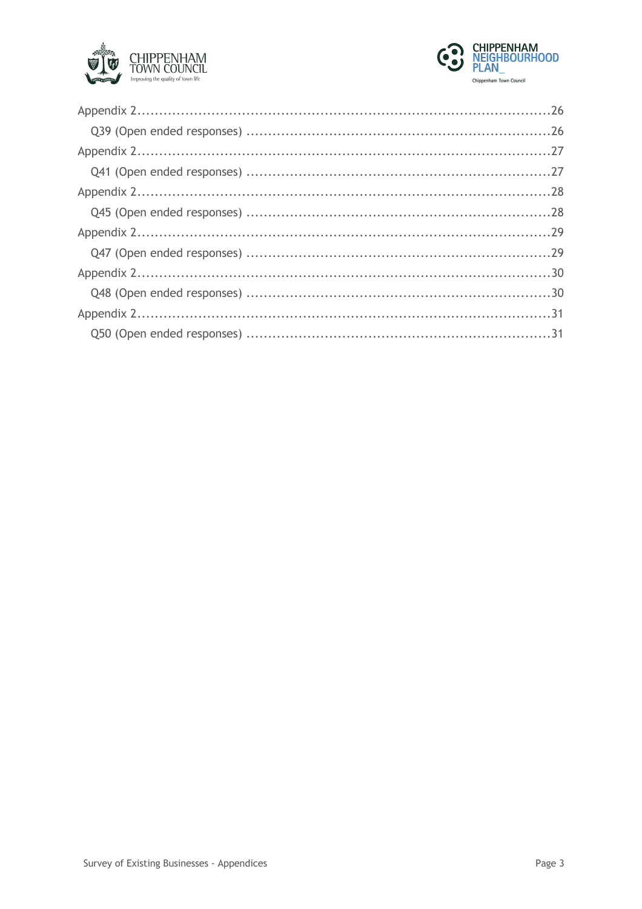Appendix 2 ....................................................................................... 26

Q39 (Open ended responses) ................................................................ 26

Appendix 2 ....................................................................................... 27

Q41 (Open ended responses) ................................................................ 27

Appendix 2 ....................................................................................... 28

Q45 (Open ended responses) ................................................................ 28

Appendix 2 ....................................................................................... 29

Q47 (Open ended responses) ................................................................ 29

Appendix 2 ....................................................................................... 30

Q48 (Open ended responses) ................................................................ 30

Appendix 2 ....................................................................................... 31

Q50 (Open ended responses) ................................................................ 31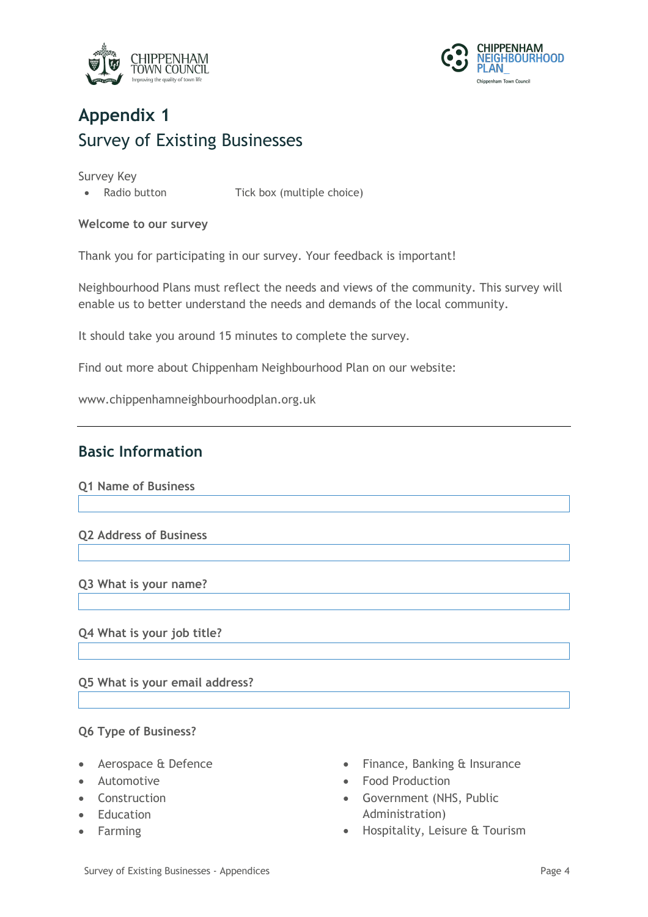# Appendix 1

## Survey of Existing Businesses

Survey Key

- Radio button

Tick box (multiple choice)

**Welcome to our survey**

Thank you for participating in our survey. Your feedback is important!

Neighbourhood Plans must reflect the needs and views of the community. This survey will enable us to better understand the needs and demands of the local community.

It should take you around 15 minutes to complete the survey.

Find out more about Chippenham Neighbourhood Plan on our website:

www.chippenhamneighbourhoodplan.org.uk

---

## Basic Information

**Q1 Name of Business**

**Q2 Address of Business**

**Q3 What is your name?**

**Q4 What is your job title?**

**Q5 What is your email address?**

**Q6 Type of Business?**

- Aerospace & Defence
- Automotive
- Construction
- Education
- Farming
- Finance, Banking & Insurance
- Food Production
- Government (NHS, Public Administration)
- Hospitality, Leisure & Tourism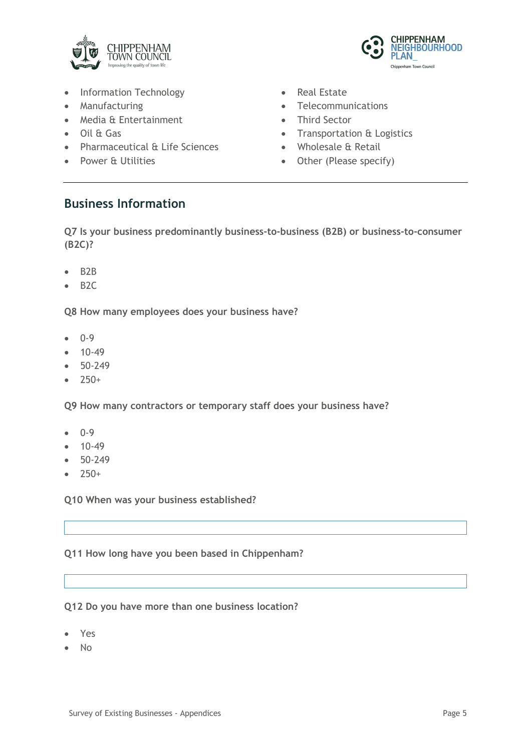- Information Technology
- Manufacturing
- Media & Entertainment
- Oil & Gas
- Pharmaceutical & Life Sciences
- Power & Utilities
- Real Estate
- Telecommunications
- Third Sector
- Transportation & Logistics
- Wholesale & Retail
- Other (Please specify)

---

## Business Information

**Q7 Is your business predominantly business-to-business (B2B) or business-to-consumer (B2C)?**

- B2B
- B2C

**Q8 How many employees does your business have?**

- 0-9
- 10-49
- 50-249
- 250+

**Q9 How many contractors or temporary staff does your business have?**

- 0-9
- 10-49
- 50-249
- 250+

**Q10 When was your business established?**

**Q11 How long have you been based in Chippenham?**

**Q12 Do you have more than one business location?**

- Yes
- No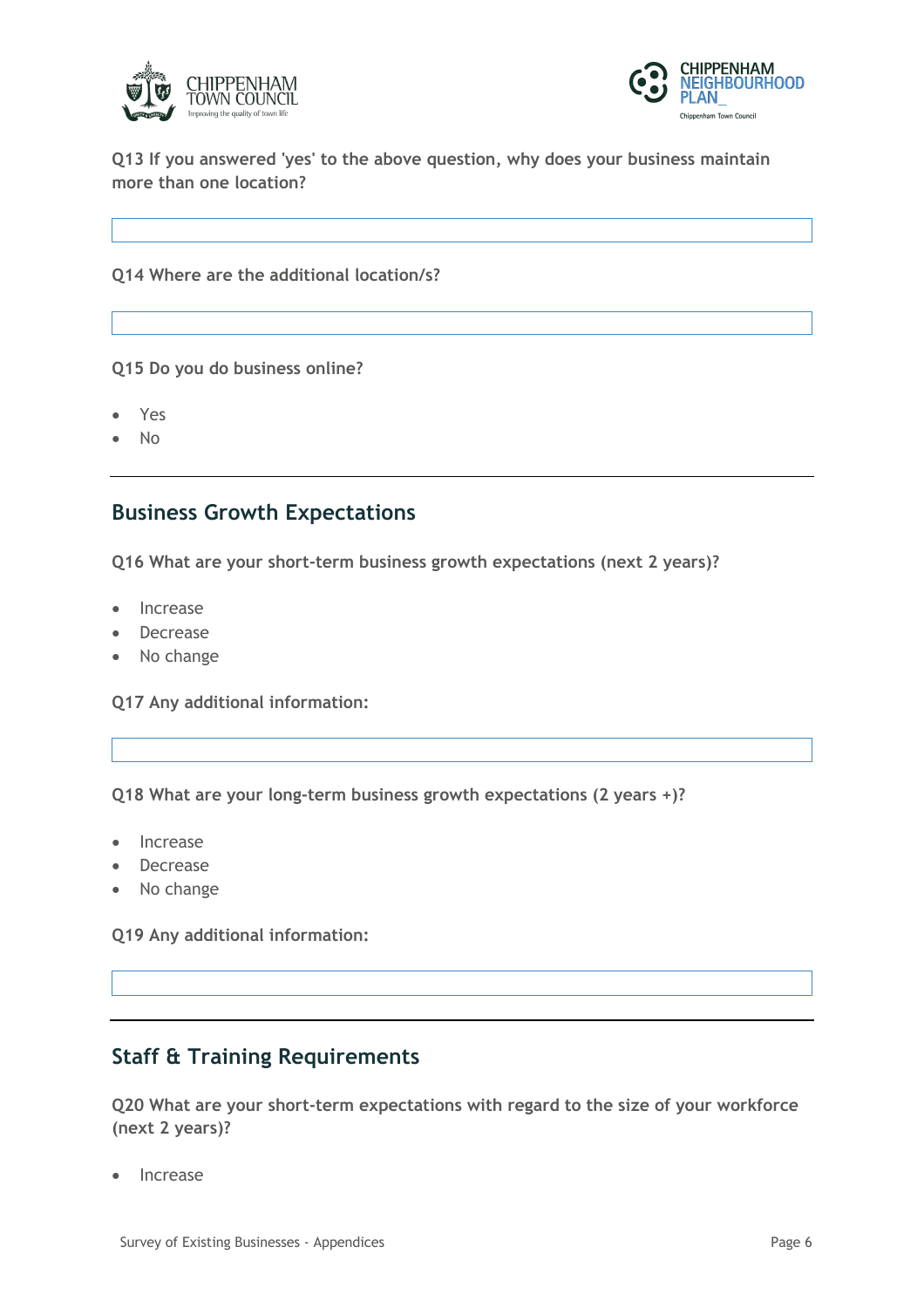**Q13 If you answered 'yes' to the above question, why does your business maintain more than one location?**

**Q14 Where are the additional location/s?**

**Q15 Do you do business online?**

- Yes
- No

---

## Business Growth Expectations

**Q16 What are your short-term business growth expectations (next 2 years)?**

- Increase
- Decrease
- No change

**Q17 Any additional information:**

**Q18 What are your long-term business growth expectations (2 years +)?**

- Increase
- Decrease
- No change

**Q19 Any additional information:**

---

## Staff & Training Requirements

**Q20 What are your short-term expectations with regard to the size of your workforce (next 2 years)?**

- Increase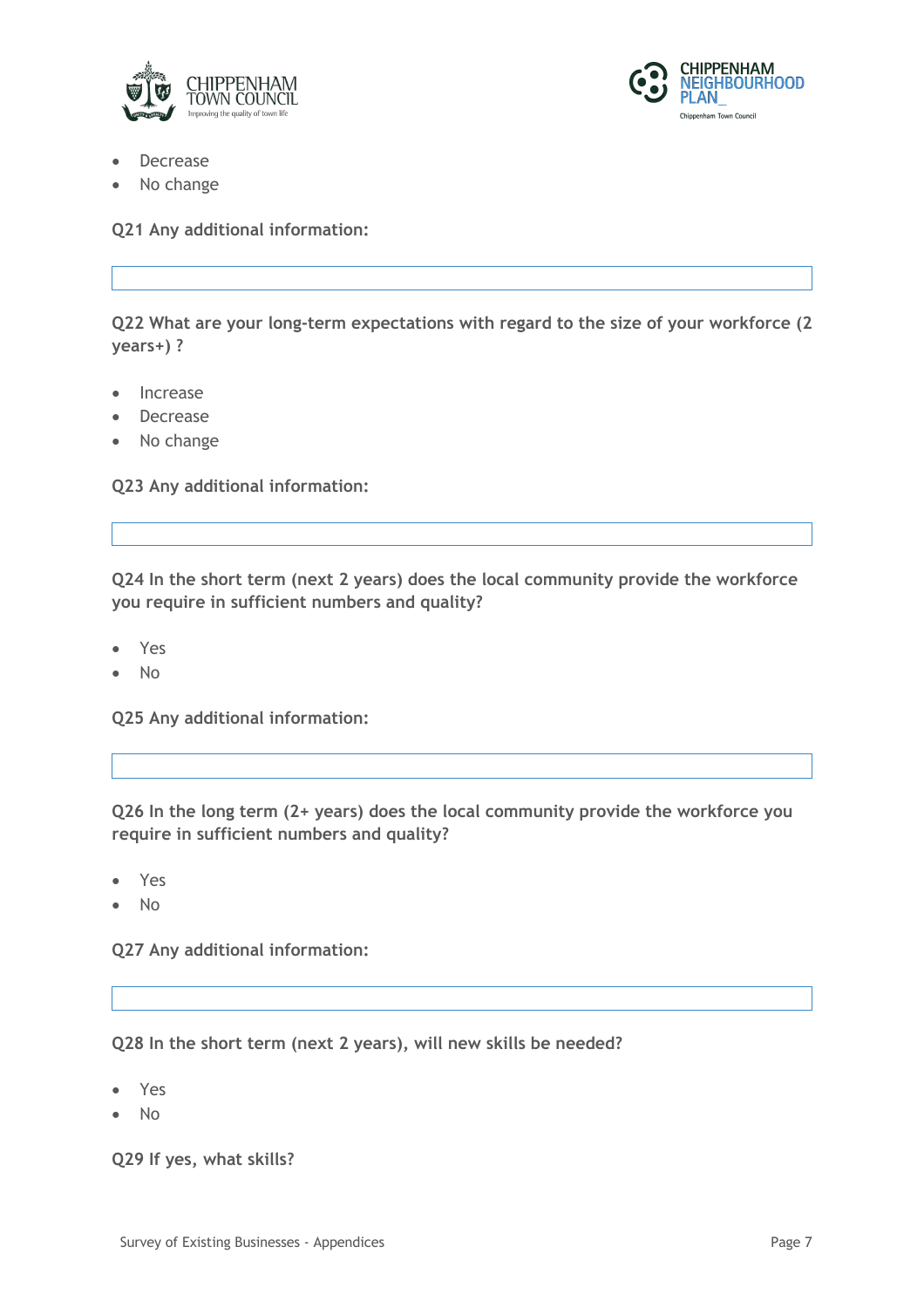- Decrease
- No change

**Q21 Any additional information:**

**Q22 What are your long-term expectations with regard to the size of your workforce (2 years+) ?**

- Increase
- Decrease
- No change

**Q23 Any additional information:**

**Q24 In the short term (next 2 years) does the local community provide the workforce you require in sufficient numbers and quality?**

- Yes
- No

**Q25 Any additional information:**

**Q26 In the long term (2+ years) does the local community provide the workforce you require in sufficient numbers and quality?**

- Yes
- No

**Q27 Any additional information:**

**Q28 In the short term (next 2 years), will new skills be needed?**

- Yes
- No

**Q29 If yes, what skills?**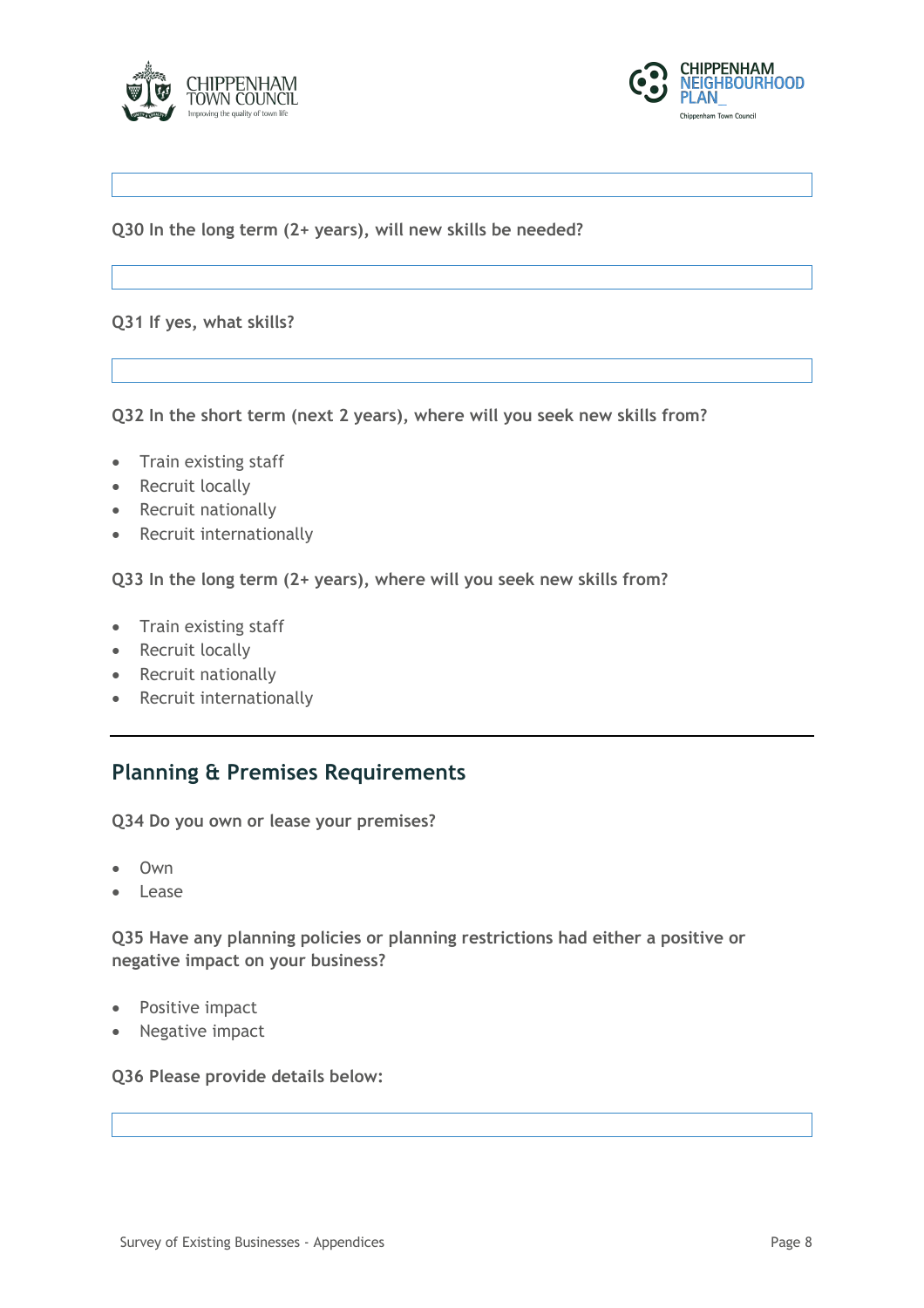**Q30 In the long term (2+ years), will new skills be needed?**

**Q31 If yes, what skills?**

**Q32 In the short term (next 2 years), where will you seek new skills from?**

- Train existing staff
- Recruit locally
- Recruit nationally
- Recruit internationally

**Q33 In the long term (2+ years), where will you seek new skills from?**

- Train existing staff
- Recruit locally
- Recruit nationally
- Recruit internationally

---

## Planning & Premises Requirements

**Q34 Do you own or lease your premises?**

- Own
- Lease

**Q35 Have any planning policies or planning restrictions had either a positive or negative impact on your business?**

- Positive impact
- Negative impact

**Q36 Please provide details below:**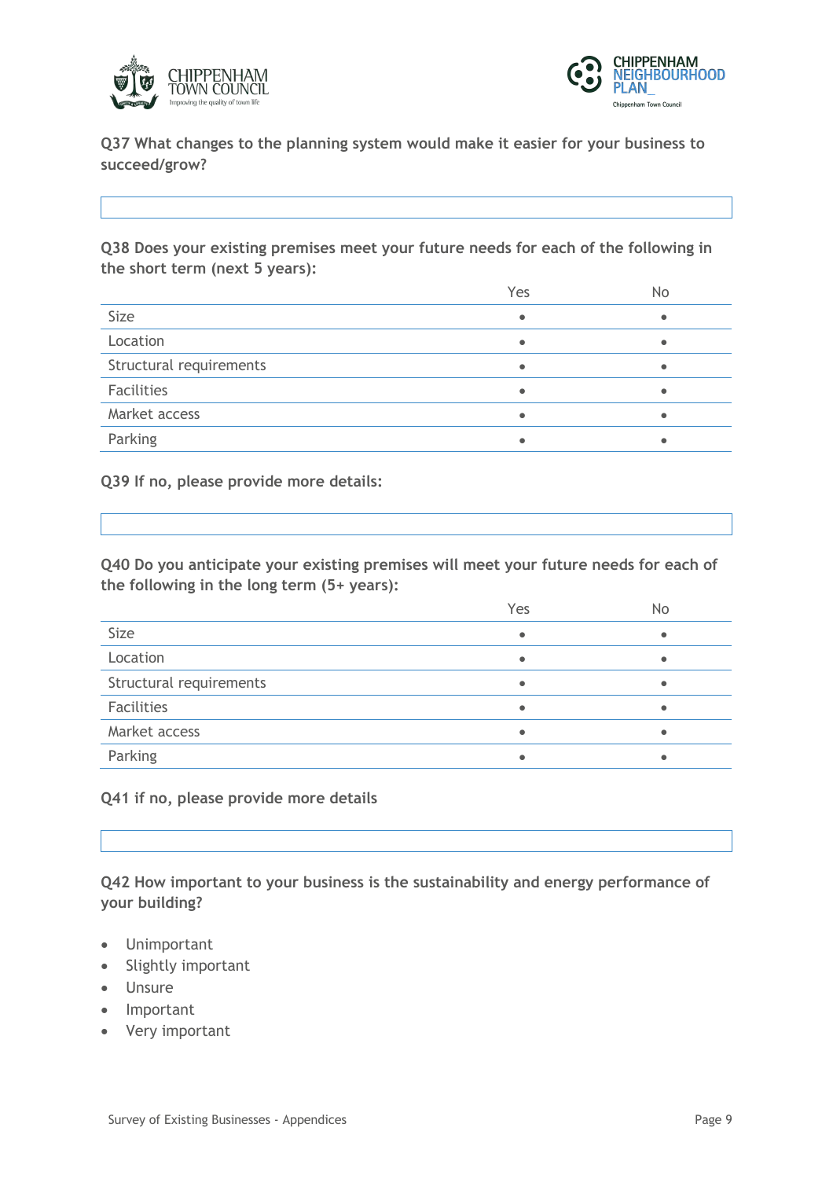**Q37 What changes to the planning system would make it easier for your business to succeed/grow?**

**Q38 Does your existing premises meet your future needs for each of the following in the short term (next 5 years):**

| | Yes | No |
|---|---|---|
| Size | • | • |
| Location | • | • |
| Structural requirements | • | • |
| Facilities | • | • |
| Market access | • | • |
| Parking | • | • |

**Q39 If no, please provide more details:**

**Q40 Do you anticipate your existing premises will meet your future needs for each of the following in the long term (5+ years):**

| | Yes | No |
|---|---|---|
| Size | • | • |
| Location | • | • |
| Structural requirements | • | • |
| Facilities | • | • |
| Market access | • | • |
| Parking | • | • |

**Q41 if no, please provide more details**

**Q42 How important to your business is the sustainability and energy performance of your building?**

- Unimportant
- Slightly important
- Unsure
- Important
- Very important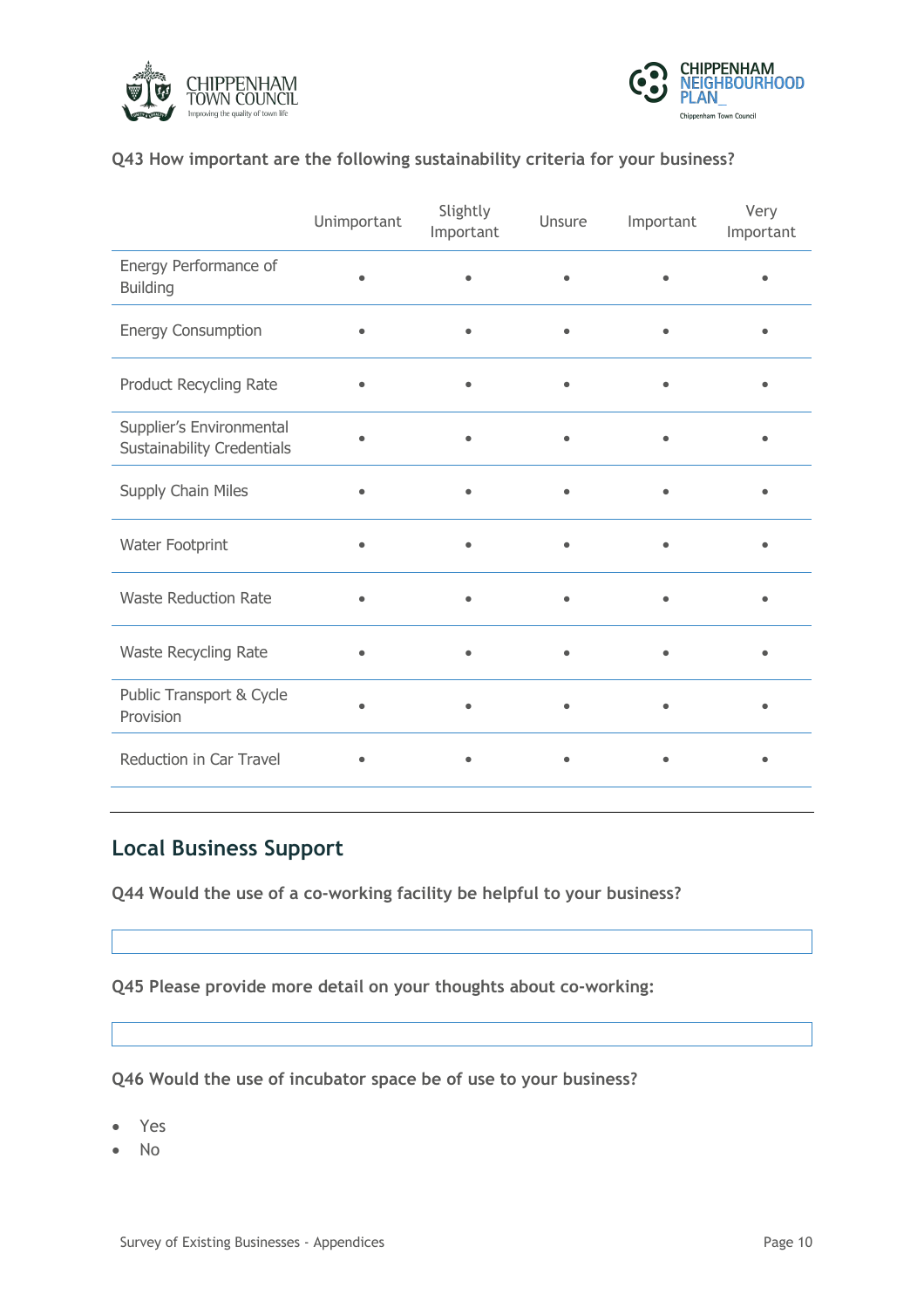**Q43 How important are the following sustainability criteria for your business?**

| | Unimportant | Slightly Important | Unsure | Important | Very Important |
|---|---|---|---|---|---|
| Energy Performance of Building | • | • | • | • | • |
| Energy Consumption | • | • | • | • | • |
| Product Recycling Rate | • | • | • | • | • |
| Supplier's Environmental Sustainability Credentials | • | • | • | • | • |
| Supply Chain Miles | • | • | • | • | • |
| Water Footprint | • | • | • | • | • |
| Waste Reduction Rate | • | • | • | • | • |
| Waste Recycling Rate | • | • | • | • | • |
| Public Transport & Cycle Provision | • | • | • | • | • |
| Reduction in Car Travel | • | • | • | • | • |

## Local Business Support

**Q44 Would the use of a co-working facility be helpful to your business?**

**Q45 Please provide more detail on your thoughts about co-working:**

**Q46 Would the use of incubator space be of use to your business?**

- Yes
- No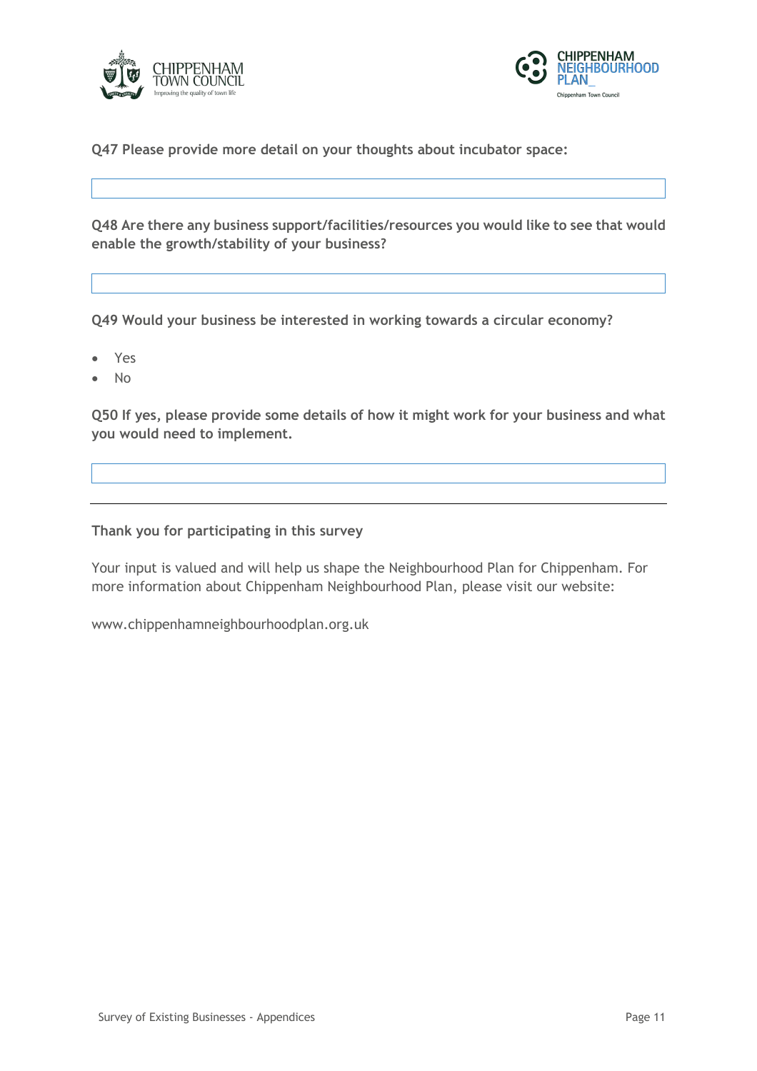**Q47 Please provide more detail on your thoughts about incubator space:**

**Q48 Are there any business support/facilities/resources you would like to see that would enable the growth/stability of your business?**

**Q49 Would your business be interested in working towards a circular economy?**

- Yes
- No

**Q50 If yes, please provide some details of how it might work for your business and what you would need to implement.**

---

**Thank you for participating in this survey**

Your input is valued and will help us shape the Neighbourhood Plan for Chippenham. For more information about Chippenham Neighbourhood Plan, please visit our website:

www.chippenhamneighbourhoodplan.org.uk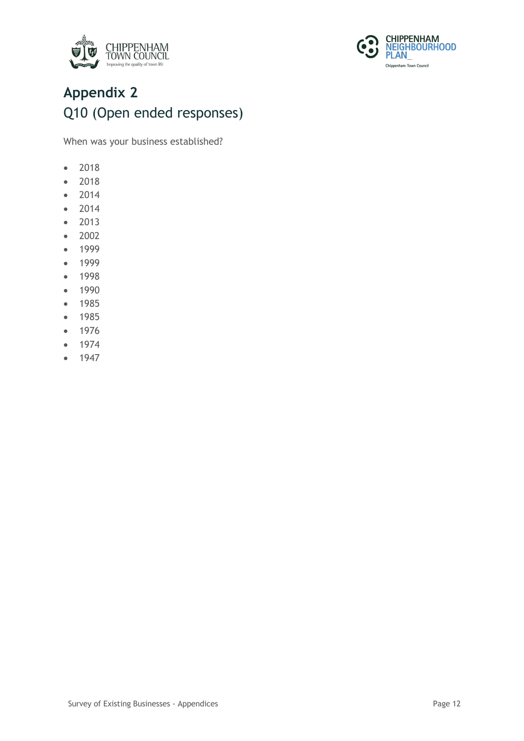# Appendix 2

## Q10 (Open ended responses)

When was your business established?

- 2018
- 2018
- 2014
- 2014
- 2013
- 2002
- 1999
- 1999
- 1998
- 1990
- 1985
- 1985
- 1976
- 1974
- 1947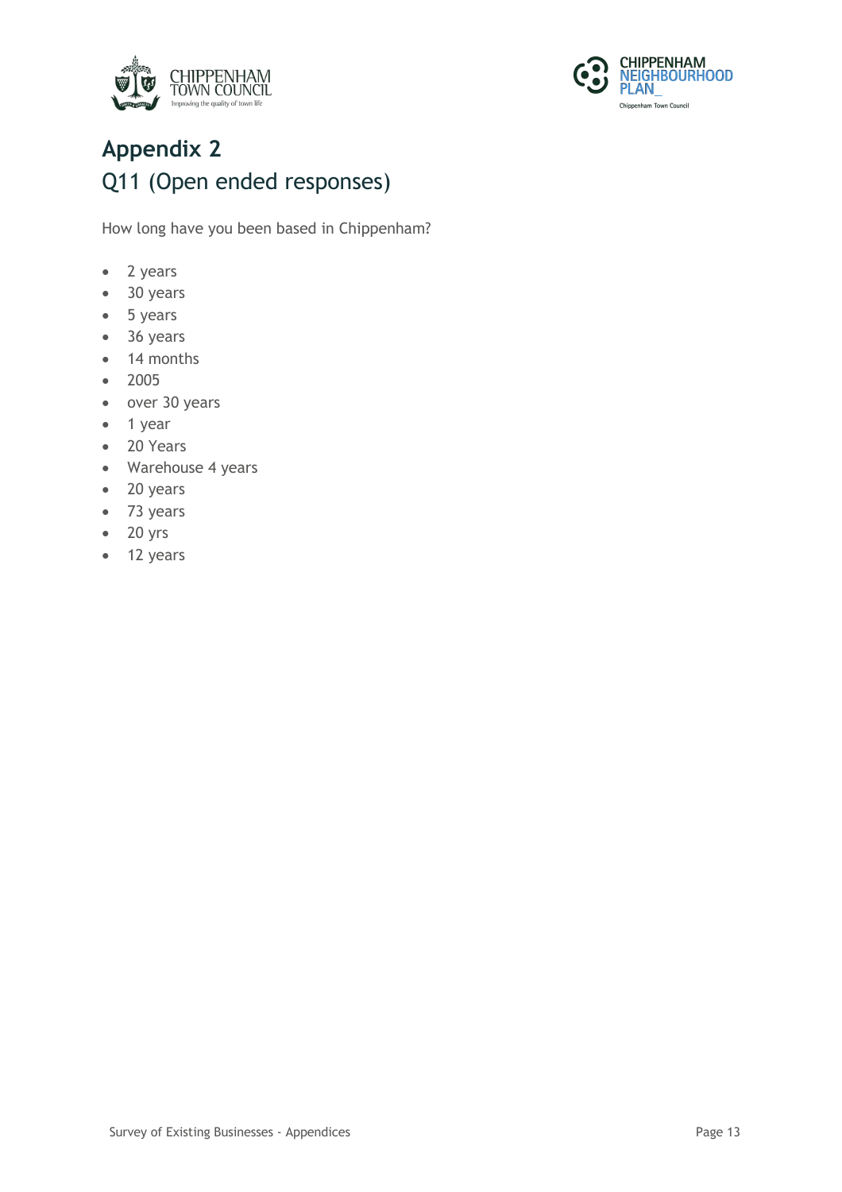# Appendix 2

## Q11 (Open ended responses)

How long have you been based in Chippenham?

- 2 years
- 30 years
- 5 years
- 36 years
- 14 months
- 2005
- over 30 years
- 1 year
- 20 Years
- Warehouse 4 years
- 20 years
- 73 years
- 20 yrs
- 12 years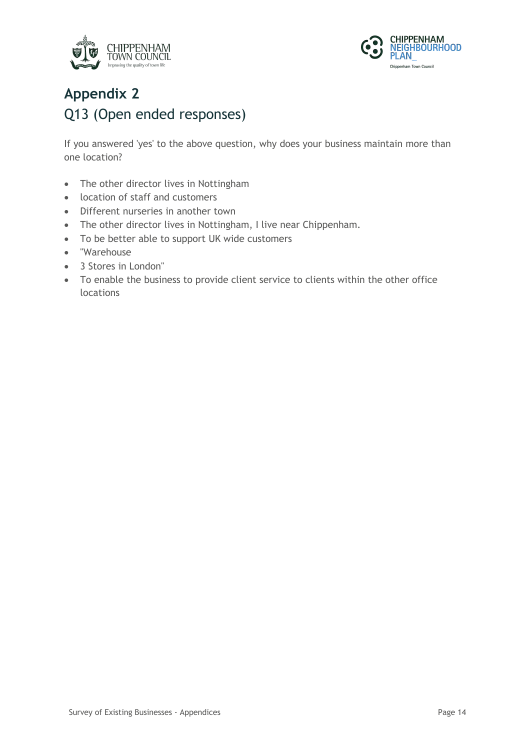# Appendix 2

## Q13 (Open ended responses)

If you answered 'yes' to the above question, why does your business maintain more than one location?

- The other director lives in Nottingham
- location of staff and customers
- Different nurseries in another town
- The other director lives in Nottingham, I live near Chippenham.
- To be better able to support UK wide customers
- "Warehouse
- 3 Stores in London"
- To enable the business to provide client service to clients within the other office locations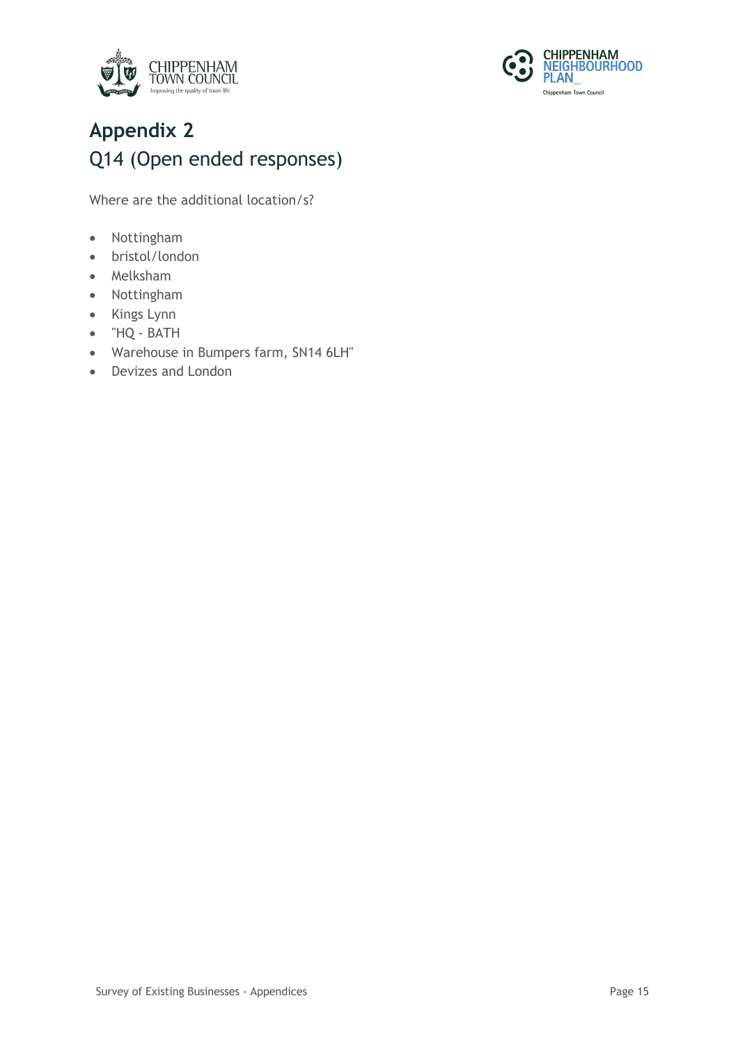# Appendix 2

## Q14 (Open ended responses)

Where are the additional location/s?

- Nottingham
- bristol/london
- Melksham
- Nottingham
- Kings Lynn
- "HQ - BATH
- Warehouse in Bumpers farm, SN14 6LH"
- Devizes and London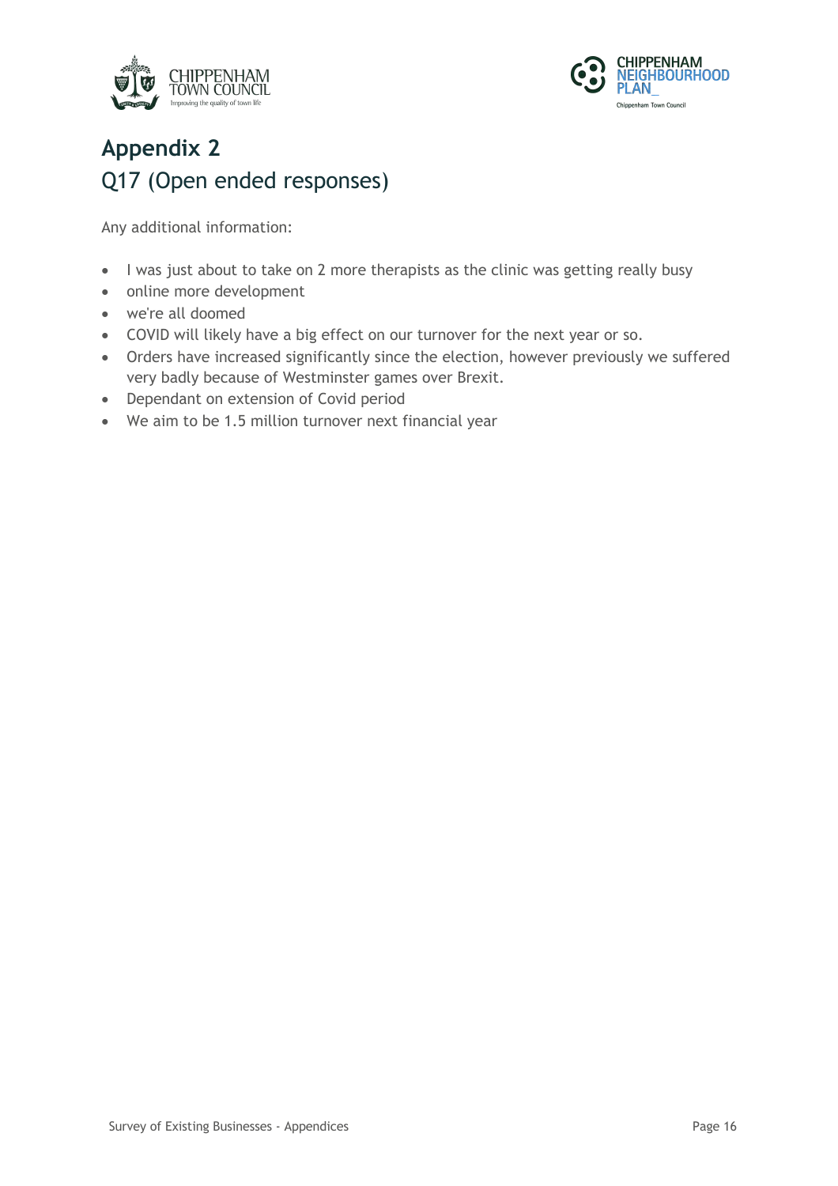# Appendix 2

## Q17 (Open ended responses)

Any additional information:

- I was just about to take on 2 more therapists as the clinic was getting really busy
- online more development
- we're all doomed
- COVID will likely have a big effect on our turnover for the next year or so.
- Orders have increased significantly since the election, however previously we suffered very badly because of Westminster games over Brexit.
- Dependant on extension of Covid period
- We aim to be 1.5 million turnover next financial year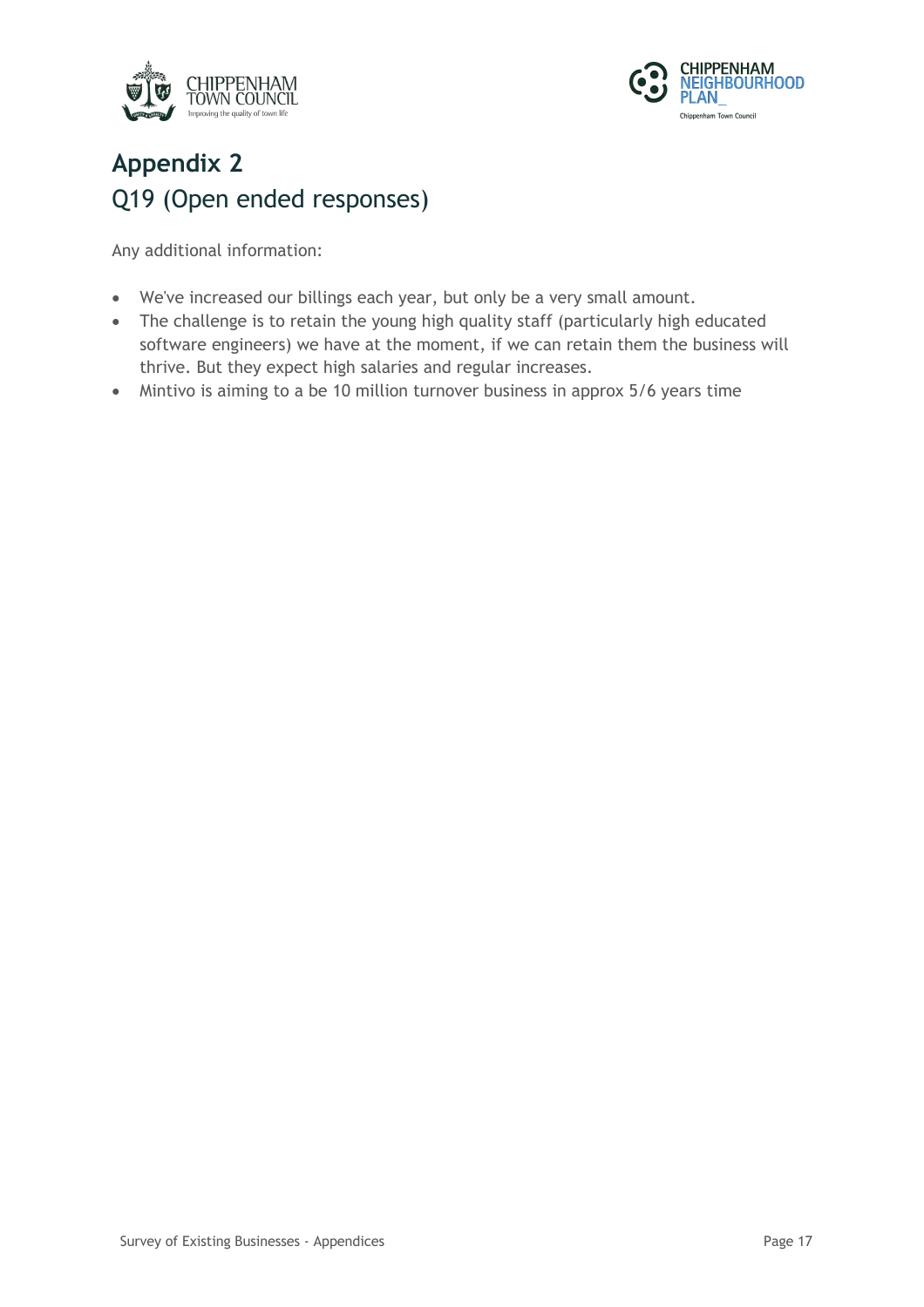# Appendix 2

## Q19 (Open ended responses)

Any additional information:

- We've increased our billings each year, but only be a very small amount.
- The challenge is to retain the young high quality staff (particularly high educated software engineers) we have at the moment, if we can retain them the business will thrive. But they expect high salaries and regular increases.
- Mintivo is aiming to a be 10 million turnover business in approx 5/6 years time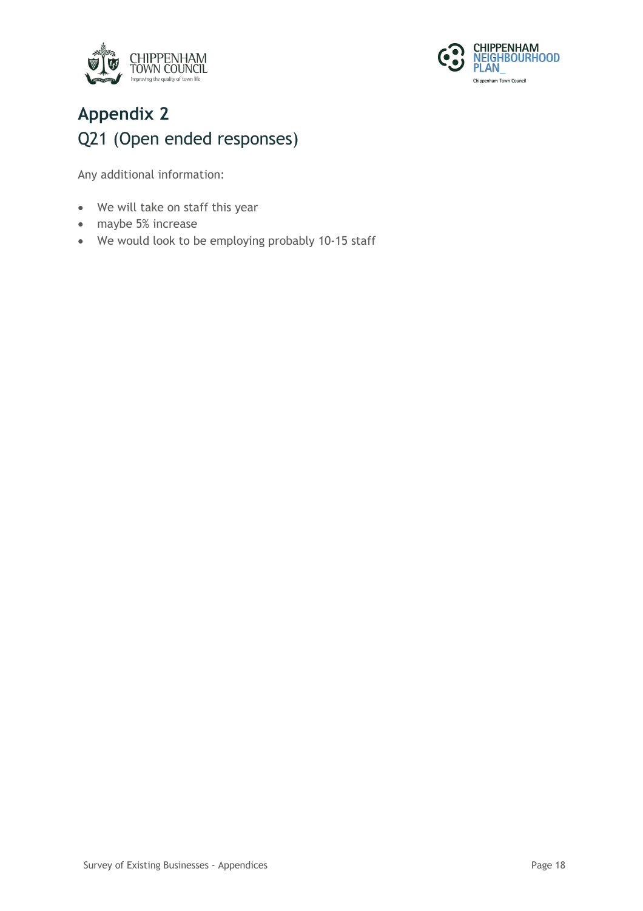# Appendix 2

## Q21 (Open ended responses)

Any additional information:

- We will take on staff this year
- maybe 5% increase
- We would look to be employing probably 10-15 staff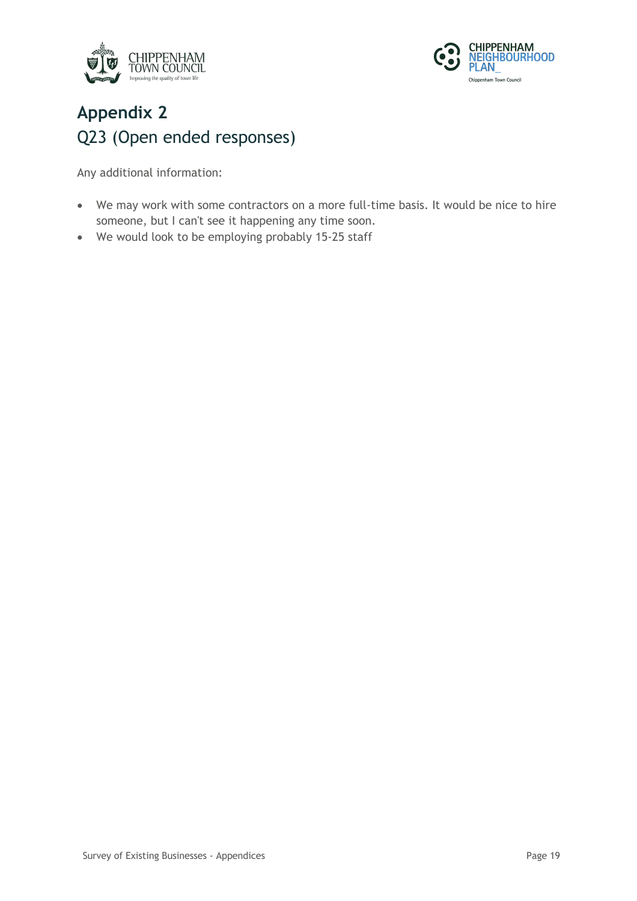# Appendix 2

## Q23 (Open ended responses)

Any additional information:

- We may work with some contractors on a more full-time basis. It would be nice to hire someone, but I can't see it happening any time soon.
- We would look to be employing probably 15-25 staff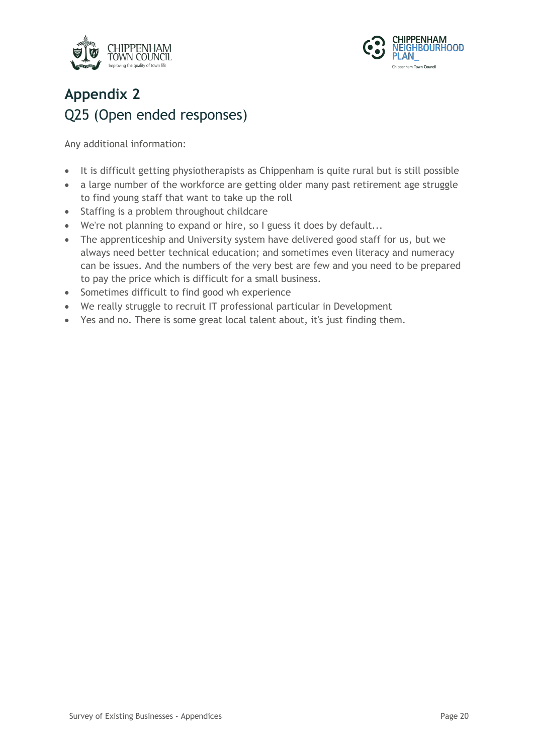# Appendix 2

## Q25 (Open ended responses)

Any additional information:

- It is difficult getting physiotherapists as Chippenham is quite rural but is still possible
- a large number of the workforce are getting older many past retirement age struggle to find young staff that want to take up the roll
- Staffing is a problem throughout childcare
- We're not planning to expand or hire, so I guess it does by default...
- The apprenticeship and University system have delivered good staff for us, but we always need better technical education; and sometimes even literacy and numeracy can be issues. And the numbers of the very best are few and you need to be prepared to pay the price which is difficult for a small business.
- Sometimes difficult to find good wh experience
- We really struggle to recruit IT professional particular in Development
- Yes and no. There is some great local talent about, it's just finding them.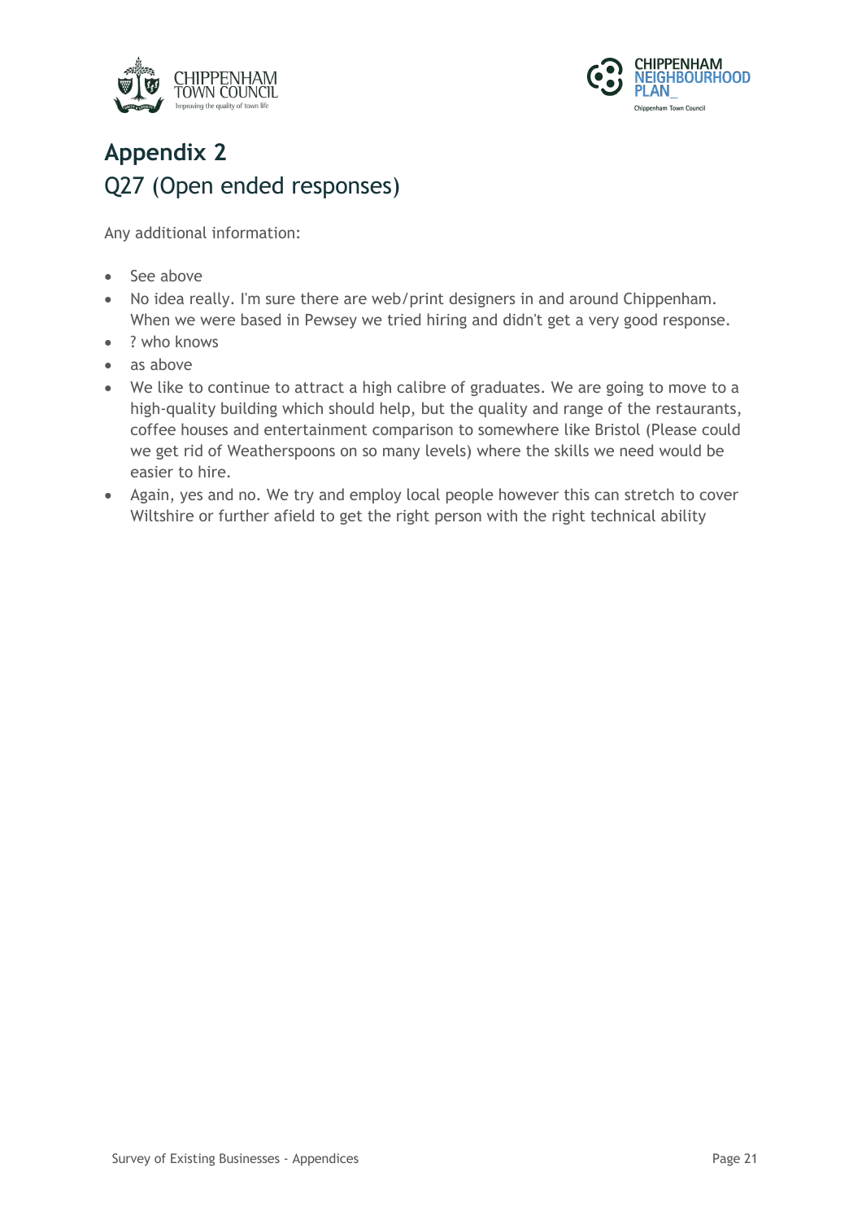# Appendix 2

## Q27 (Open ended responses)

Any additional information:

- See above
- No idea really. I'm sure there are web/print designers in and around Chippenham. When we were based in Pewsey we tried hiring and didn't get a very good response.
- ? who knows
- as above
- We like to continue to attract a high calibre of graduates. We are going to move to a high-quality building which should help, but the quality and range of the restaurants, coffee houses and entertainment comparison to somewhere like Bristol (Please could we get rid of Weatherspoons on so many levels) where the skills we need would be easier to hire.
- Again, yes and no. We try and employ local people however this can stretch to cover Wiltshire or further afield to get the right person with the right technical ability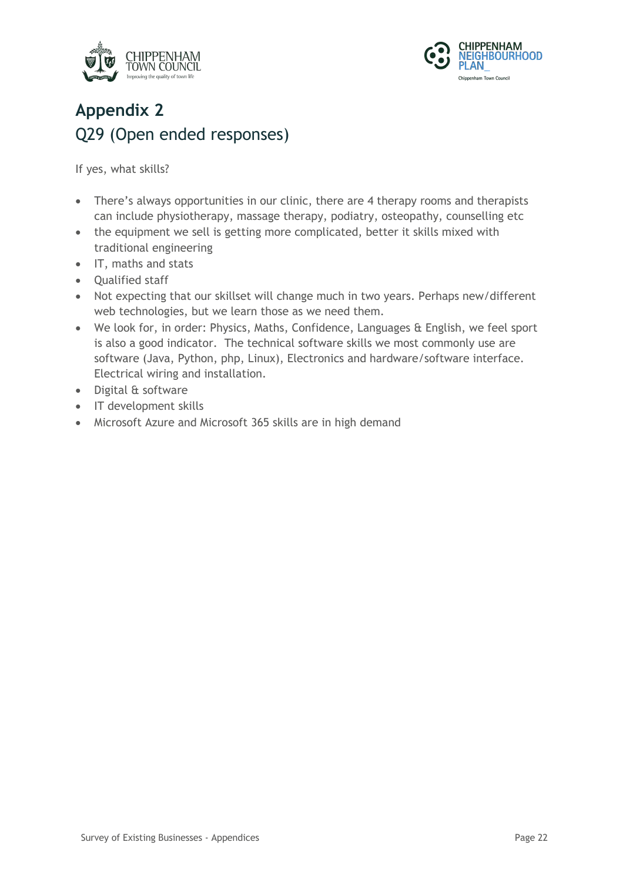# Appendix 2

## Q29 (Open ended responses)

If yes, what skills?

- There's always opportunities in our clinic, there are 4 therapy rooms and therapists can include physiotherapy, massage therapy, podiatry, osteopathy, counselling etc
- the equipment we sell is getting more complicated, better it skills mixed with traditional engineering
- IT, maths and stats
- Qualified staff
- Not expecting that our skillset will change much in two years. Perhaps new/different web technologies, but we learn those as we need them.
- We look for, in order: Physics, Maths, Confidence, Languages & English, we feel sport is also a good indicator. The technical software skills we most commonly use are software (Java, Python, php, Linux), Electronics and hardware/software interface. Electrical wiring and installation.
- Digital & software
- IT development skills
- Microsoft Azure and Microsoft 365 skills are in high demand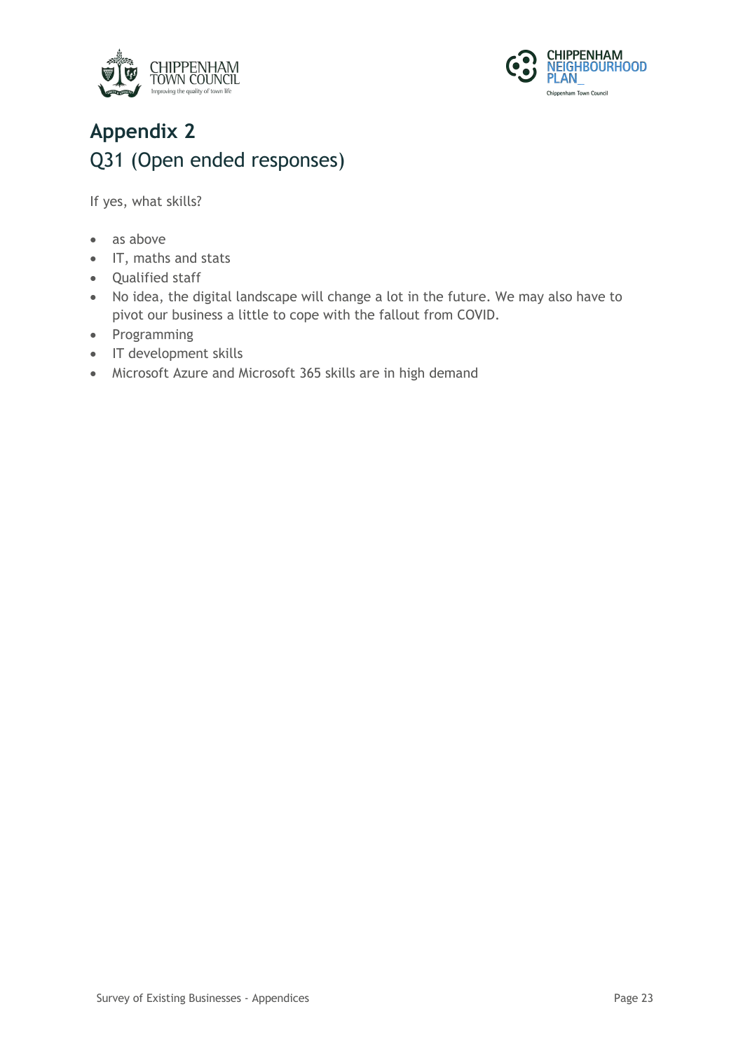# Appendix 2

## Q31 (Open ended responses)

If yes, what skills?

- as above
- IT, maths and stats
- Qualified staff
- No idea, the digital landscape will change a lot in the future. We may also have to pivot our business a little to cope with the fallout from COVID.
- Programming
- IT development skills
- Microsoft Azure and Microsoft 365 skills are in high demand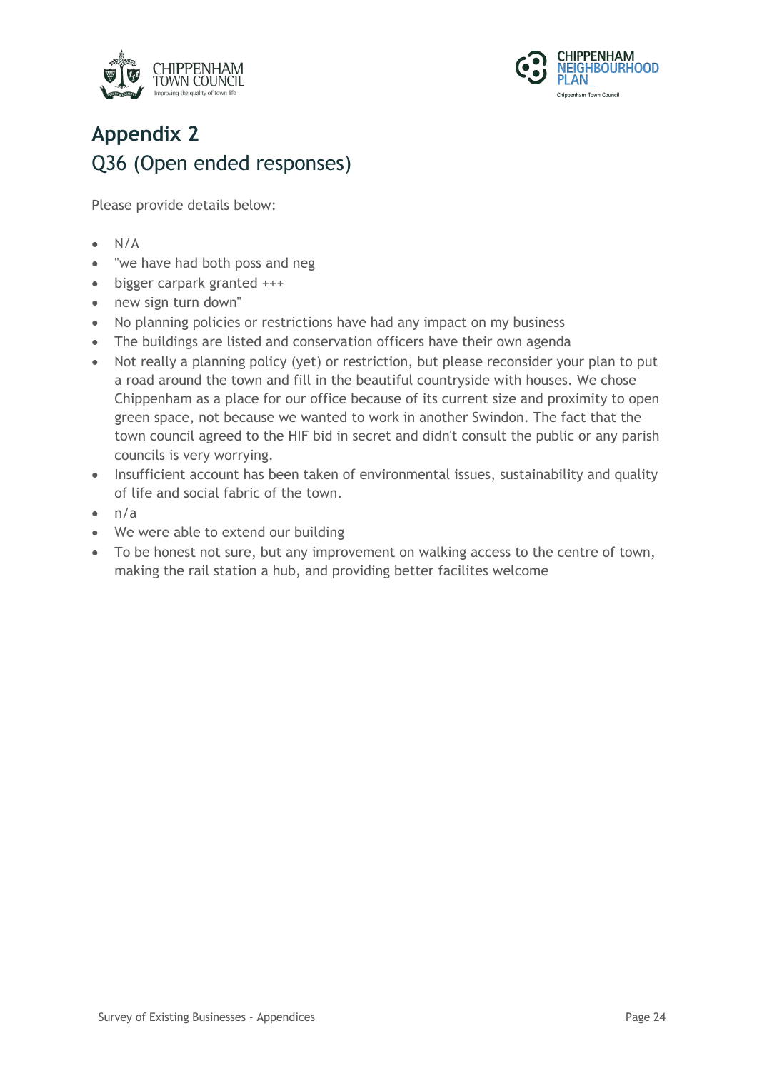# Appendix 2

## Q36 (Open ended responses)

Please provide details below:

- N/A
- "we have had both poss and neg
- bigger carpark granted +++
- new sign turn down"
- No planning policies or restrictions have had any impact on my business
- The buildings are listed and conservation officers have their own agenda
- Not really a planning policy (yet) or restriction, but please reconsider your plan to put a road around the town and fill in the beautiful countryside with houses. We chose Chippenham as a place for our office because of its current size and proximity to open green space, not because we wanted to work in another Swindon. The fact that the town council agreed to the HIF bid in secret and didn't consult the public or any parish councils is very worrying.
- Insufficient account has been taken of environmental issues, sustainability and quality of life and social fabric of the town.
- n/a
- We were able to extend our building
- To be honest not sure, but any improvement on walking access to the centre of town, making the rail station a hub, and providing better facilites welcome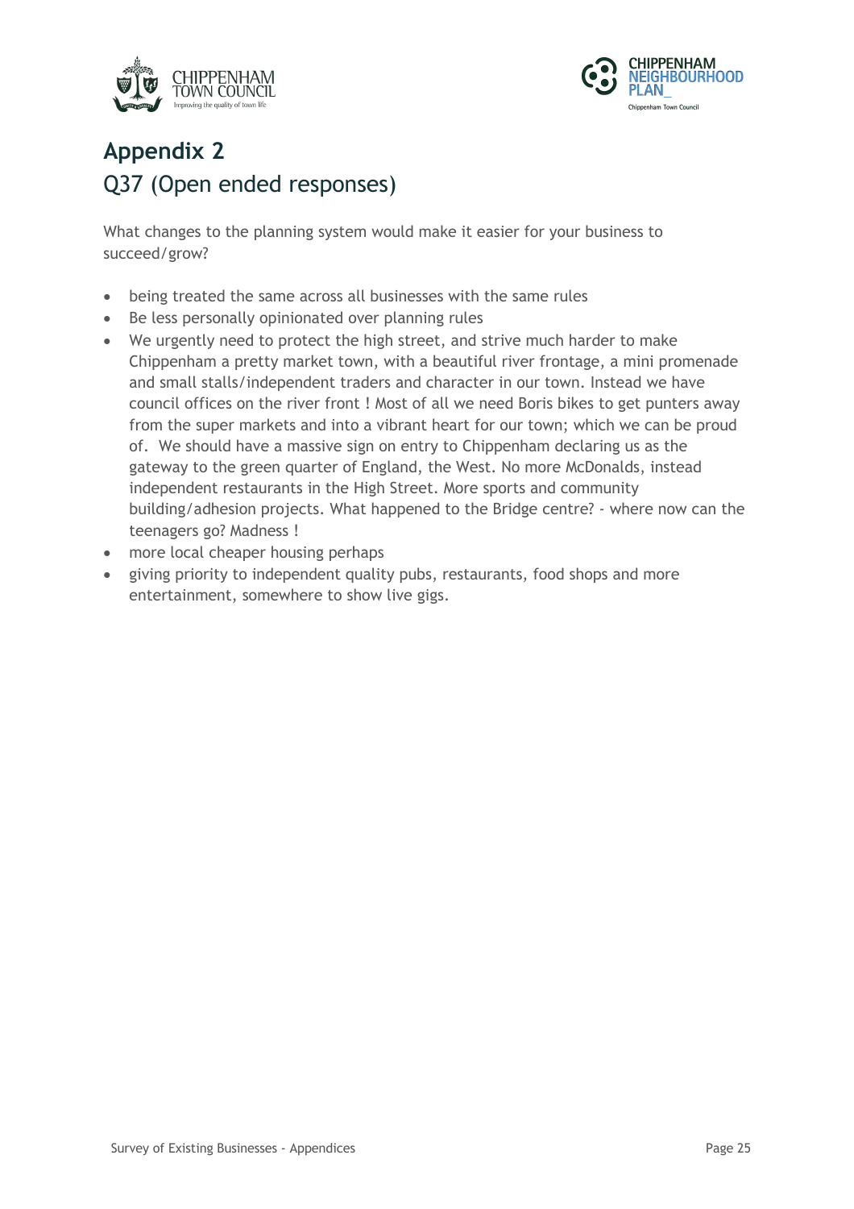# Appendix 2

## Q37 (Open ended responses)

What changes to the planning system would make it easier for your business to succeed/grow?

- being treated the same across all businesses with the same rules
- Be less personally opinionated over planning rules
- We urgently need to protect the high street, and strive much harder to make Chippenham a pretty market town, with a beautiful river frontage, a mini promenade and small stalls/independent traders and character in our town. Instead we have council offices on the river front ! Most of all we need Boris bikes to get punters away from the super markets and into a vibrant heart for our town; which we can be proud of. We should have a massive sign on entry to Chippenham declaring us as the gateway to the green quarter of England, the West. No more McDonalds, instead independent restaurants in the High Street. More sports and community building/adhesion projects. What happened to the Bridge centre? - where now can the teenagers go? Madness !
- more local cheaper housing perhaps
- giving priority to independent quality pubs, restaurants, food shops and more entertainment, somewhere to show live gigs.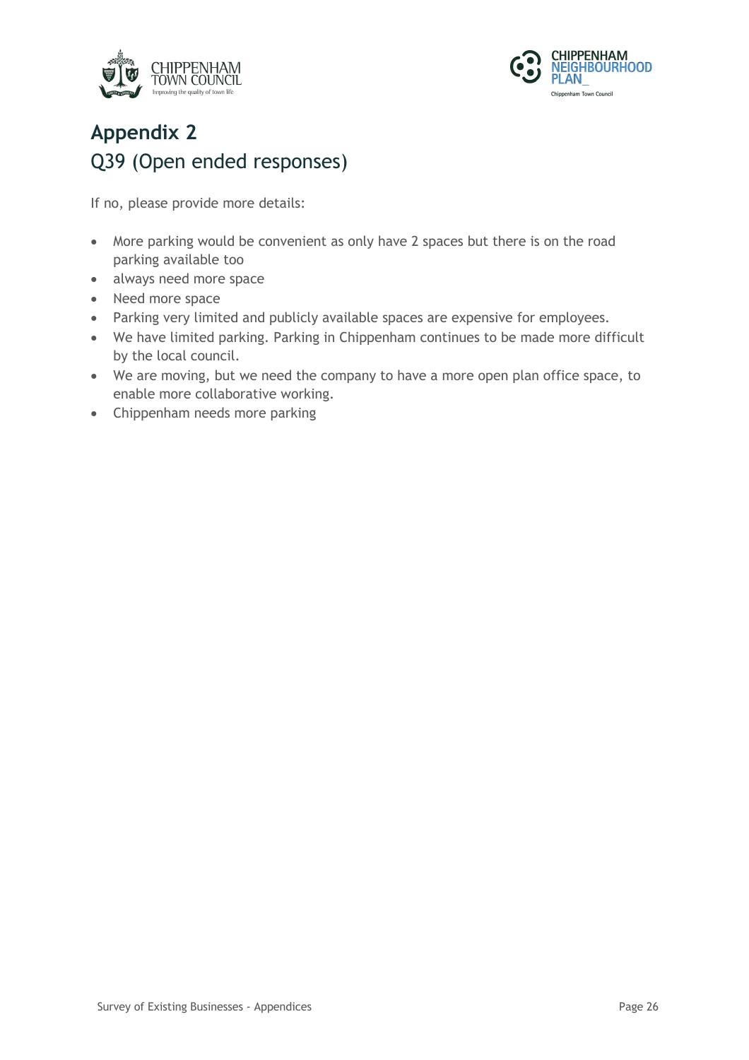# Appendix 2

## Q39 (Open ended responses)

If no, please provide more details:

- More parking would be convenient as only have 2 spaces but there is on the road parking available too
- always need more space
- Need more space
- Parking very limited and publicly available spaces are expensive for employees.
- We have limited parking. Parking in Chippenham continues to be made more difficult by the local council.
- We are moving, but we need the company to have a more open plan office space, to enable more collaborative working.
- Chippenham needs more parking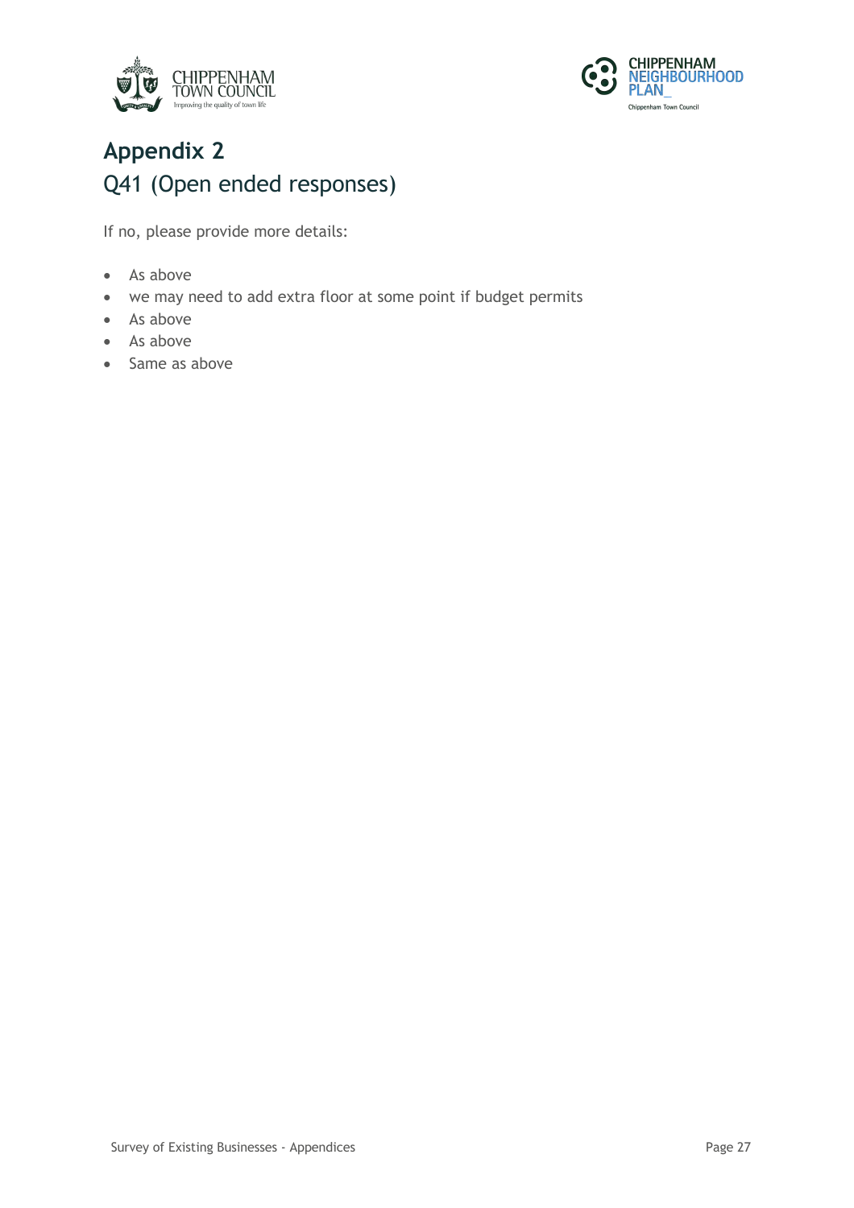# Appendix 2

## Q41 (Open ended responses)

If no, please provide more details:

- As above
- we may need to add extra floor at some point if budget permits
- As above
- As above
- Same as above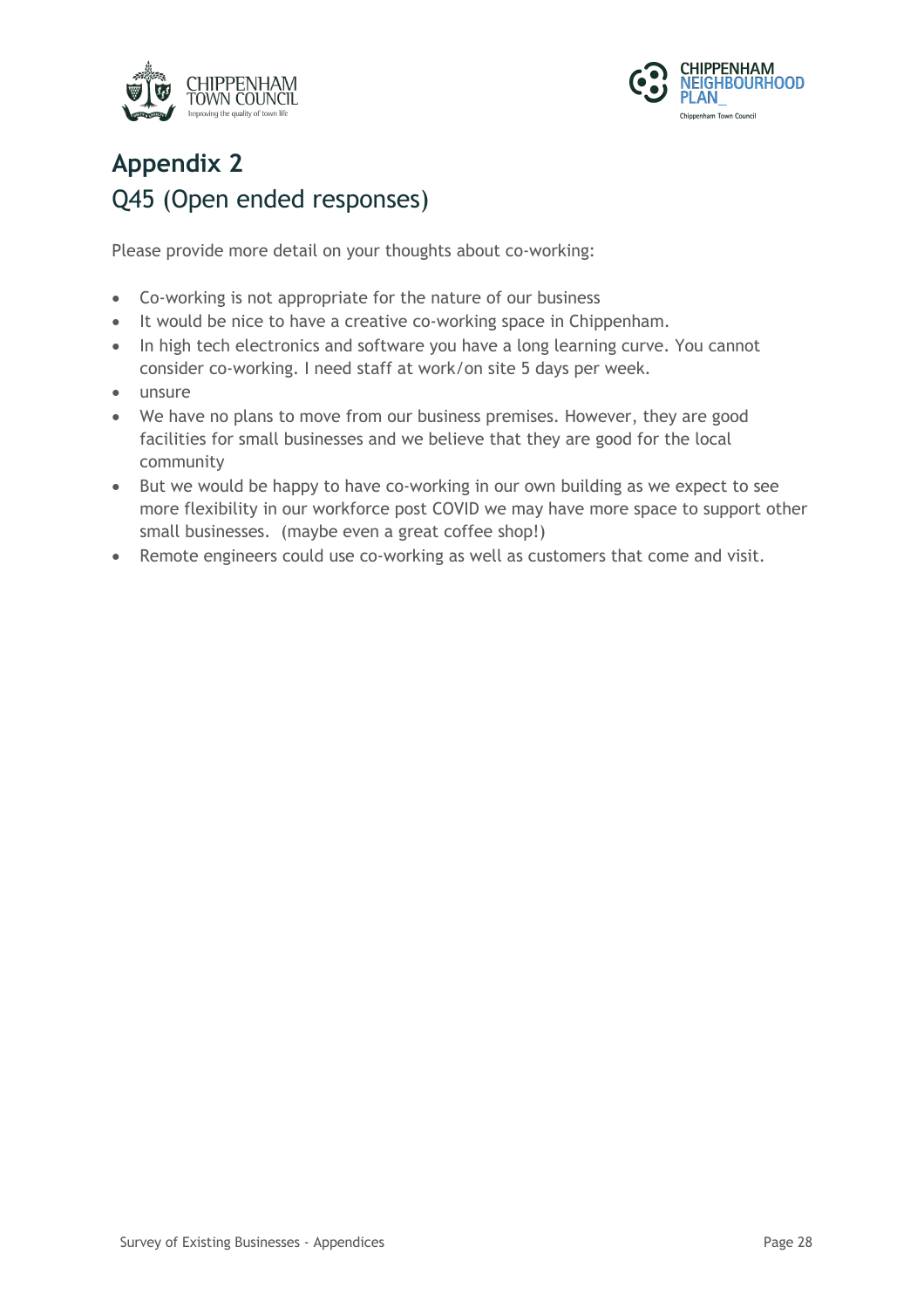# Appendix 2

## Q45 (Open ended responses)

Please provide more detail on your thoughts about co-working:

- Co-working is not appropriate for the nature of our business
- It would be nice to have a creative co-working space in Chippenham.
- In high tech electronics and software you have a long learning curve. You cannot consider co-working. I need staff at work/on site 5 days per week.
- unsure
- We have no plans to move from our business premises. However, they are good facilities for small businesses and we believe that they are good for the local community
- But we would be happy to have co-working in our own building as we expect to see more flexibility in our workforce post COVID we may have more space to support other small businesses. (maybe even a great coffee shop!)
- Remote engineers could use co-working as well as customers that come and visit.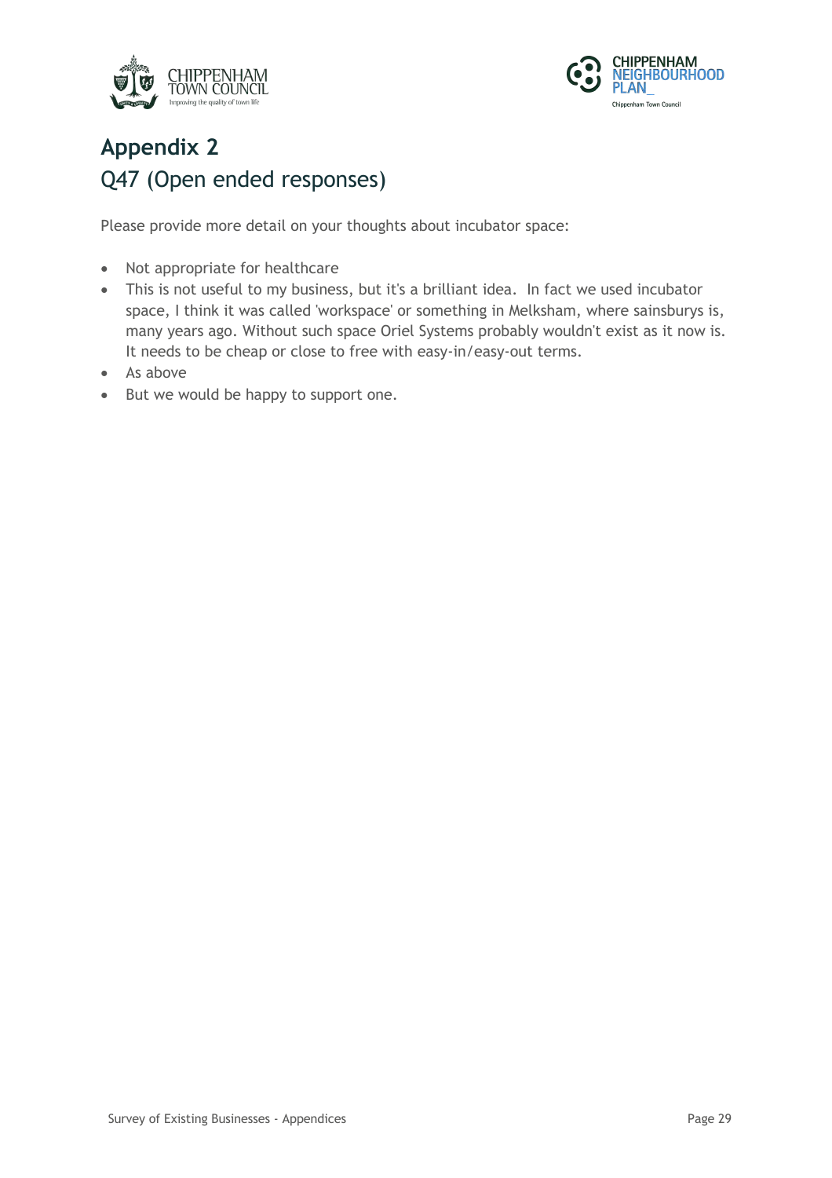# Appendix 2

## Q47 (Open ended responses)

Please provide more detail on your thoughts about incubator space:

- Not appropriate for healthcare
- This is not useful to my business, but it's a brilliant idea. In fact we used incubator space, I think it was called 'workspace' or something in Melksham, where sainsburys is, many years ago. Without such space Oriel Systems probably wouldn't exist as it now is. It needs to be cheap or close to free with easy-in/easy-out terms.
- As above
- But we would be happy to support one.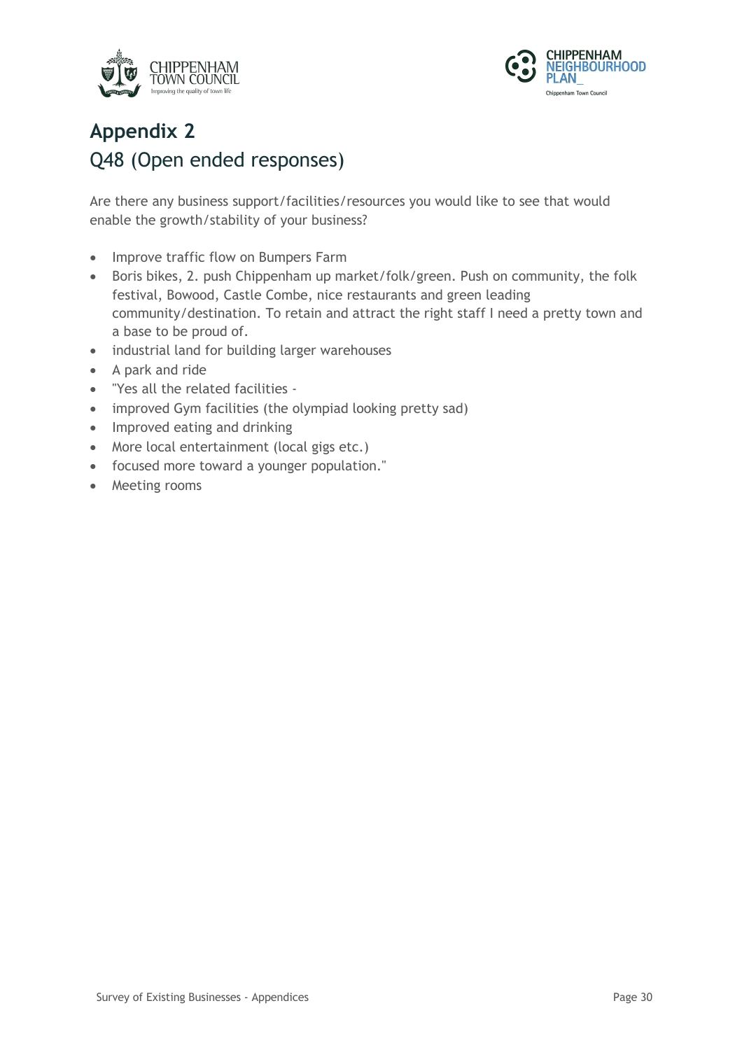# Appendix 2

## Q48 (Open ended responses)

Are there any business support/facilities/resources you would like to see that would enable the growth/stability of your business?

- Improve traffic flow on Bumpers Farm
- Boris bikes, 2. push Chippenham up market/folk/green. Push on community, the folk festival, Bowood, Castle Combe, nice restaurants and green leading community/destination. To retain and attract the right staff I need a pretty town and a base to be proud of.
- industrial land for building larger warehouses
- A park and ride
- "Yes all the related facilities -
- improved Gym facilities (the olympiad looking pretty sad)
- Improved eating and drinking
- More local entertainment (local gigs etc.)
- focused more toward a younger population."
- Meeting rooms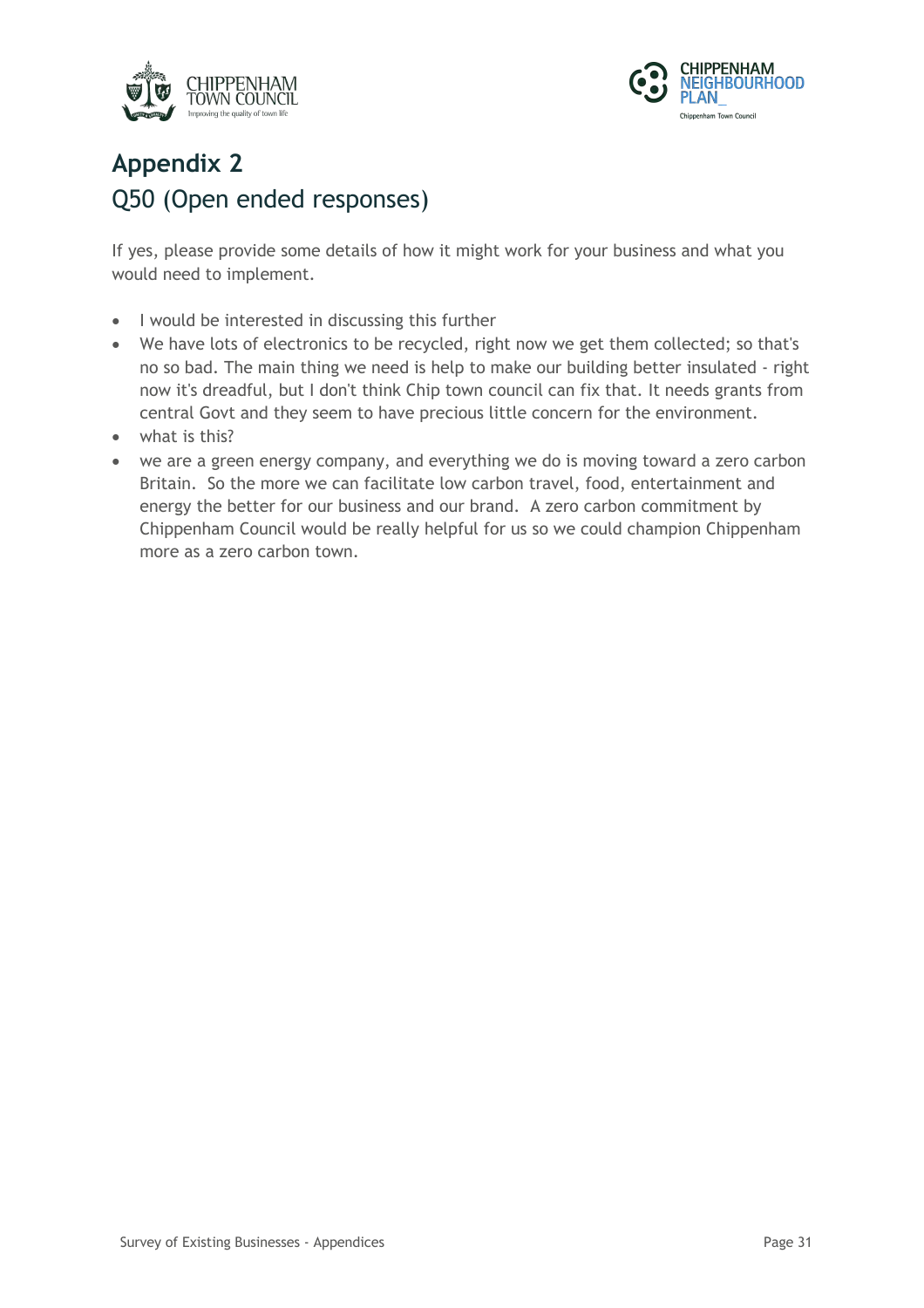# Appendix 2

## Q50 (Open ended responses)

If yes, please provide some details of how it might work for your business and what you would need to implement.

- I would be interested in discussing this further
- We have lots of electronics to be recycled, right now we get them collected; so that's no so bad. The main thing we need is help to make our building better insulated - right now it's dreadful, but I don't think Chip town council can fix that. It needs grants from central Govt and they seem to have precious little concern for the environment.
- what is this?
- we are a green energy company, and everything we do is moving toward a zero carbon Britain. So the more we can facilitate low carbon travel, food, entertainment and energy the better for our business and our brand. A zero carbon commitment by Chippenham Council would be really helpful for us so we could champion Chippenham more as a zero carbon town.